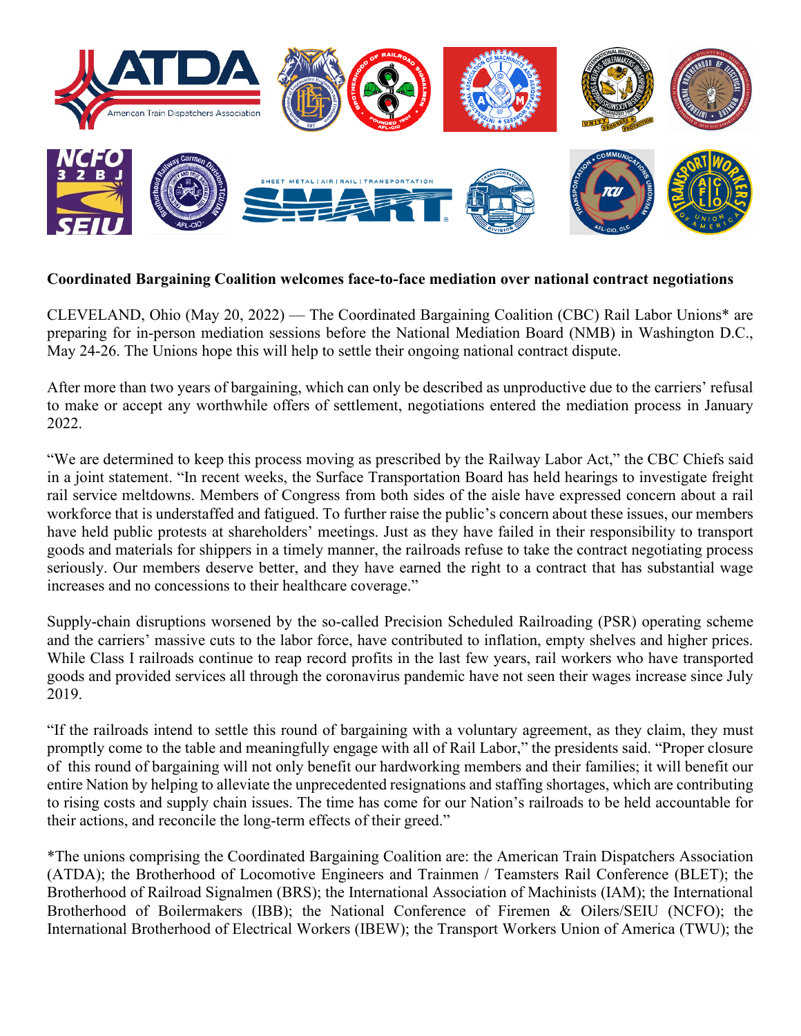**Coordinated Bargaining Coalition welcomes face-to-face mediation over national contract negotiations**

CLEVELAND, Ohio (May 20, 2022) — The Coordinated Bargaining Coalition (CBC) Rail Labor Unions* are preparing for in-person mediation sessions before the National Mediation Board (NMB) in Washington D.C., May 24-26. The Unions hope this will help to settle their ongoing national contract dispute.

After more than two years of bargaining, which can only be described as unproductive due to the carriers' refusal to make or accept any worthwhile offers of settlement, negotiations entered the mediation process in January 2022.

"We are determined to keep this process moving as prescribed by the Railway Labor Act," the CBC Chiefs said in a joint statement. "In recent weeks, the Surface Transportation Board has held hearings to investigate freight rail service meltdowns. Members of Congress from both sides of the aisle have expressed concern about a rail workforce that is understaffed and fatigued. To further raise the public's concern about these issues, our members have held public protests at shareholders' meetings. Just as they have failed in their responsibility to transport goods and materials for shippers in a timely manner, the railroads refuse to take the contract negotiating process seriously. Our members deserve better, and they have earned the right to a contract that has substantial wage increases and no concessions to their healthcare coverage."

Supply-chain disruptions worsened by the so-called Precision Scheduled Railroading (PSR) operating scheme and the carriers' massive cuts to the labor force, have contributed to inflation, empty shelves and higher prices. While Class I railroads continue to reap record profits in the last few years, rail workers who have transported goods and provided services all through the coronavirus pandemic have not seen their wages increase since July 2019.

"If the railroads intend to settle this round of bargaining with a voluntary agreement, as they claim, they must promptly come to the table and meaningfully engage with all of Rail Labor," the presidents said. "Proper closure of this round of bargaining will not only benefit our hardworking members and their families; it will benefit our entire Nation by helping to alleviate the unprecedented resignations and staffing shortages, which are contributing to rising costs and supply chain issues. The time has come for our Nation's railroads to be held accountable for their actions, and reconcile the long-term effects of their greed."

*The unions comprising the Coordinated Bargaining Coalition are: the American Train Dispatchers Association (ATDA); the Brotherhood of Locomotive Engineers and Trainmen / Teamsters Rail Conference (BLET); the Brotherhood of Railroad Signalmen (BRS); the International Association of Machinists (IAM); the International Brotherhood of Boilermakers (IBB); the National Conference of Firemen & Oilers/SEIU (NCFO); the International Brotherhood of Electrical Workers (IBEW); the Transport Workers Union of America (TWU); the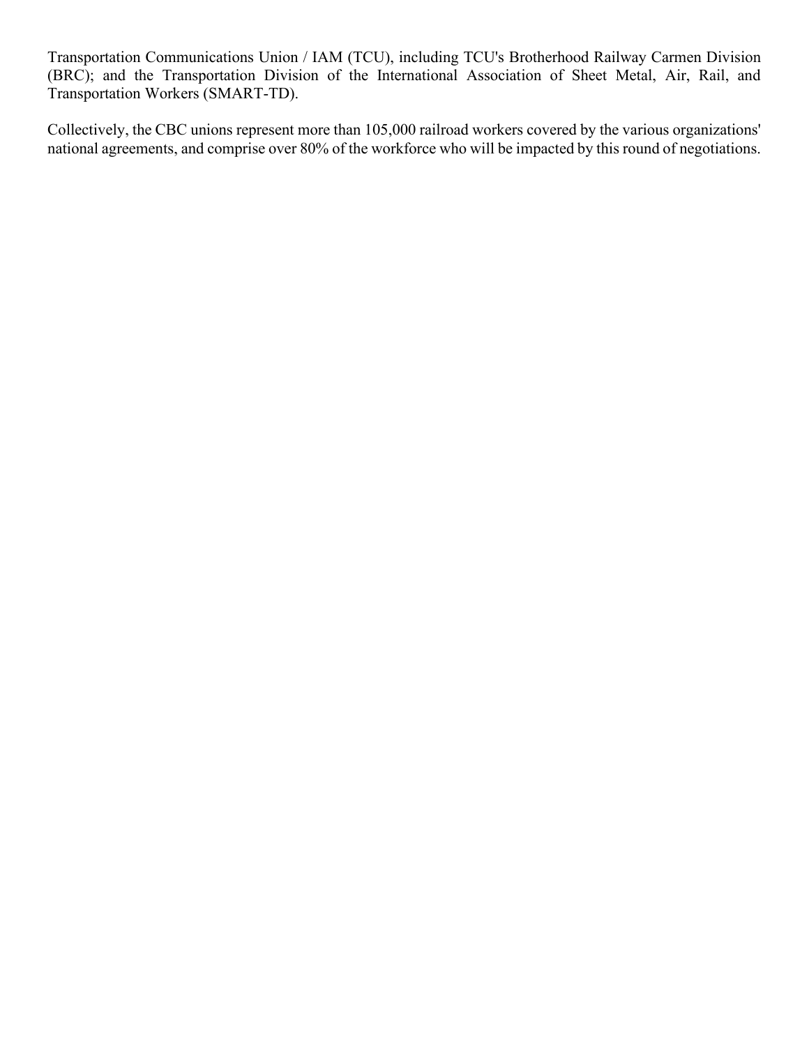Transportation Communications Union / IAM (TCU), including TCU's Brotherhood Railway Carmen Division (BRC); and the Transportation Division of the International Association of Sheet Metal, Air, Rail, and Transportation Workers (SMART-TD).

Collectively, the CBC unions represent more than 105,000 railroad workers covered by the various organizations' national agreements, and comprise over 80% of the workforce who will be impacted by this round of negotiations.